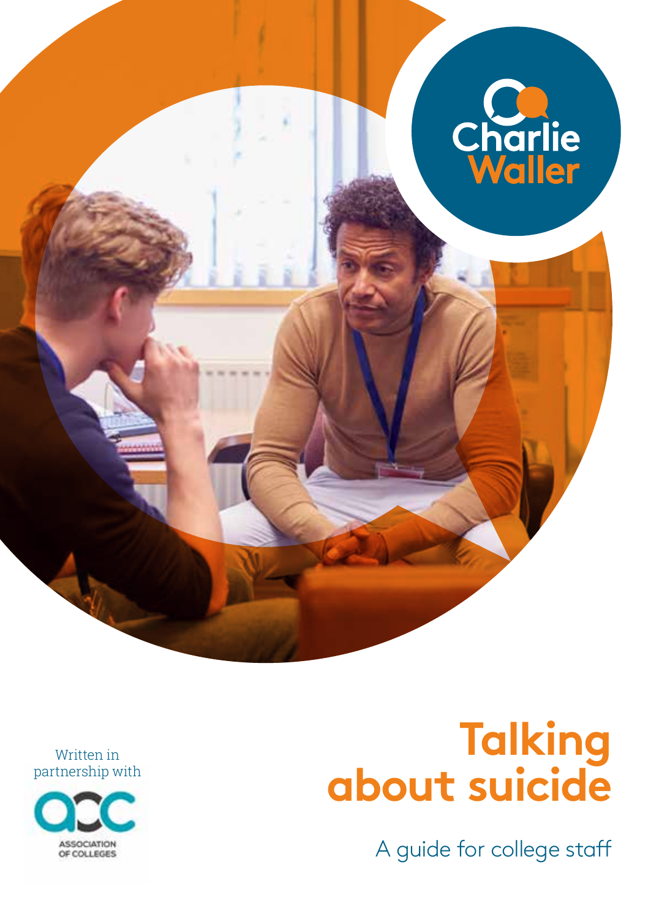Charlie Waller

# Talking about suicide

A guide for college staff

Written in partnership with

ASSOCIATION OF COLLEGES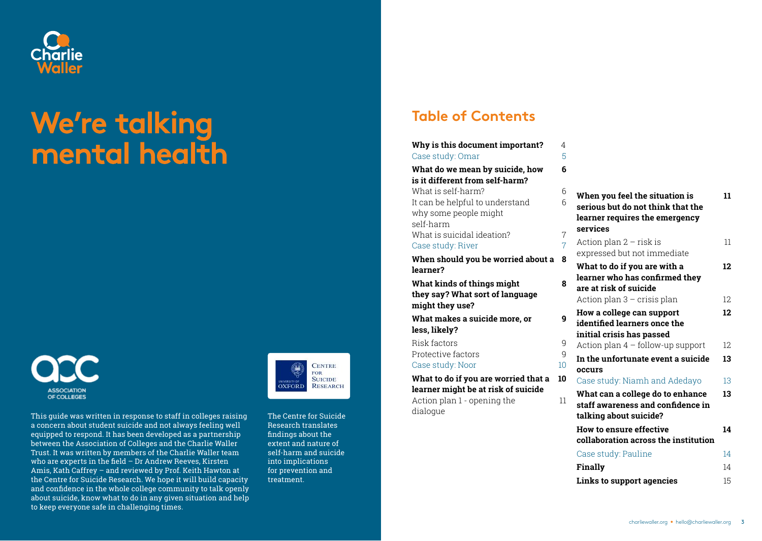# We're talking mental health

This guide was written in response to staff in colleges raising a concern about student suicide and not always feeling well equipped to respond. It has been developed as a partnership between the Association of Colleges and the Charlie Waller Trust. It was written by members of the Charlie Waller team who are experts in the field – Dr Andrew Reeves, Kirsten Amis, Kath Caffrey – and reviewed by Prof. Keith Hawton at the Centre for Suicide Research. We hope it will build capacity and confidence in the whole college community to talk openly about suicide, know what to do in any given situation and help to keep everyone safe in challenging times.

The Centre for Suicide Research translates findings about the extent and nature of self-harm and suicide into implications for prevention and treatment.

## Table of Contents

| | |
|---|---|
| **Why is this document important?** | 4 |
| Case study: Omar | 5 |
| **What do we mean by suicide, how is it different from self-harm?** | **6** |
| What is self-harm? | 6 |
| It can be helpful to understand why some people might self-harm | 6 |
| What is suicidal ideation? | 7 |
| Case study: River | 7 |
| **When should you be worried about a learner?** | **8** |
| **What kinds of things might they say? What sort of language might they use?** | **8** |
| **What makes a suicide more, or less, likely?** | **9** |
| Risk factors | 9 |
| Protective factors | 9 |
| Case study: Noor | 10 |
| **What to do if you are worried that a learner might be at risk of suicide** | **10** |
| Action plan 1 - opening the dialogue | 11 |
| **When you feel the situation is serious but do not think that the learner requires the emergency services** | **11** |
| Action plan 2 – risk is expressed but not immediate | 11 |
| **What to do if you are with a learner who has confirmed they are at risk of suicide** | **12** |
| Action plan 3 – crisis plan | 12 |
| **How a college can support identified learners once the initial crisis has passed** | **12** |
| Action plan 4 – follow-up support | 12 |
| **In the unfortunate event a suicide occurs** | **13** |
| Case study: Niamh and Adedayo | 13 |
| **What can a college do to enhance staff awareness and confidence in talking about suicide?** | **13** |
| **How to ensure effective collaboration across the institution** | **14** |
| Case study: Pauline | 14 |
| **Finally** | 14 |
| **Links to support agencies** | 15 |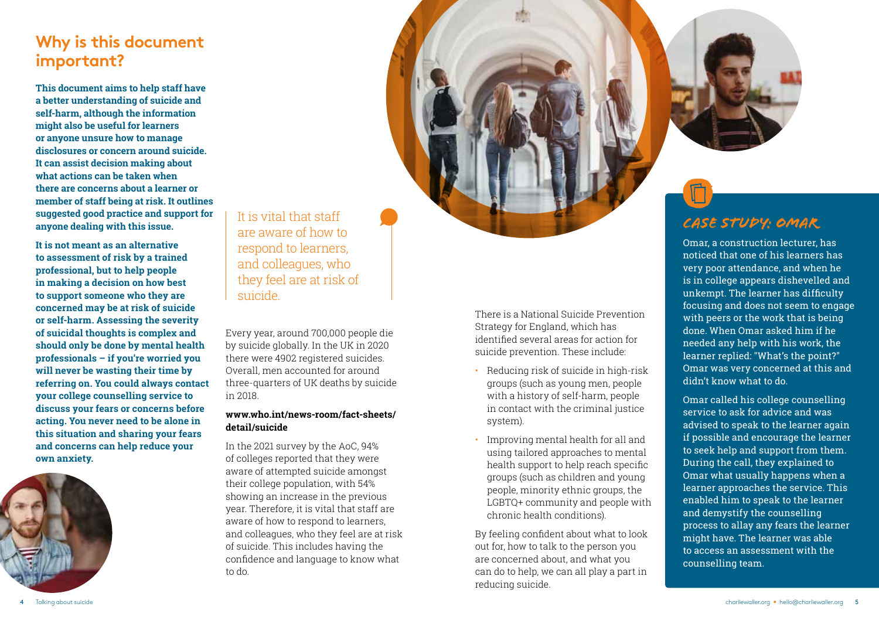## Why is this document important?

**This document aims to help staff have a better understanding of suicide and self-harm, although the information might also be useful for learners or anyone unsure how to manage disclosures or concern around suicide. It can assist decision making about what actions can be taken when there are concerns about a learner or member of staff being at risk. It outlines suggested good practice and support for anyone dealing with this issue.**

**It is not meant as an alternative to assessment of risk by a trained professional, but to help people in making a decision on how best to support someone who they are concerned may be at risk of suicide or self-harm. Assessing the severity of suicidal thoughts is complex and should only be done by mental health professionals – if you're worried you will never be wasting their time by referring on. You could always contact your college counselling service to discuss your fears or concerns before acting. You never need to be alone in this situation and sharing your fears and concerns can help reduce your own anxiety.**

> It is vital that staff are aware of how to respond to learners, and colleagues, who they feel are at risk of suicide.

Every year, around 700,000 people die by suicide globally. In the UK in 2020 there were 4902 registered suicides. Overall, men accounted for around three-quarters of UK deaths by suicide in 2018.

**www.who.int/news-room/fact-sheets/detail/suicide**

In the 2021 survey by the AoC, 94% of colleges reported that they were aware of attempted suicide amongst their college population, with 54% showing an increase in the previous year. Therefore, it is vital that staff are aware of how to respond to learners, and colleagues, who they feel are at risk of suicide. This includes having the confidence and language to know what to do.

There is a National Suicide Prevention Strategy for England, which has identified several areas for action for suicide prevention. These include:

- Reducing risk of suicide in high-risk groups (such as young men, people with a history of self-harm, people in contact with the criminal justice system).
- Improving mental health for all and using tailored approaches to mental health support to help reach specific groups (such as children and young people, minority ethnic groups, the LGBTQ+ community and people with chronic health conditions).

By feeling confident about what to look out for, how to talk to the person you are concerned about, and what you can do to help, we can all play a part in reducing suicide.

### CASE STUDY: OMAR

Omar, a construction lecturer, has noticed that one of his learners has very poor attendance, and when he is in college appears dishevelled and unkempt. The learner has difficulty focusing and does not seem to engage with peers or the work that is being done. When Omar asked him if he needed any help with his work, the learner replied: "What's the point?" Omar was very concerned at this and didn't know what to do.

Omar called his college counselling service to ask for advice and was advised to speak to the learner again if possible and encourage the learner to seek help and support from them. During the call, they explained to Omar what usually happens when a learner approaches the service. This enabled him to speak to the learner and demystify the counselling process to allay any fears the learner might have. The learner was able to access an assessment with the counselling team.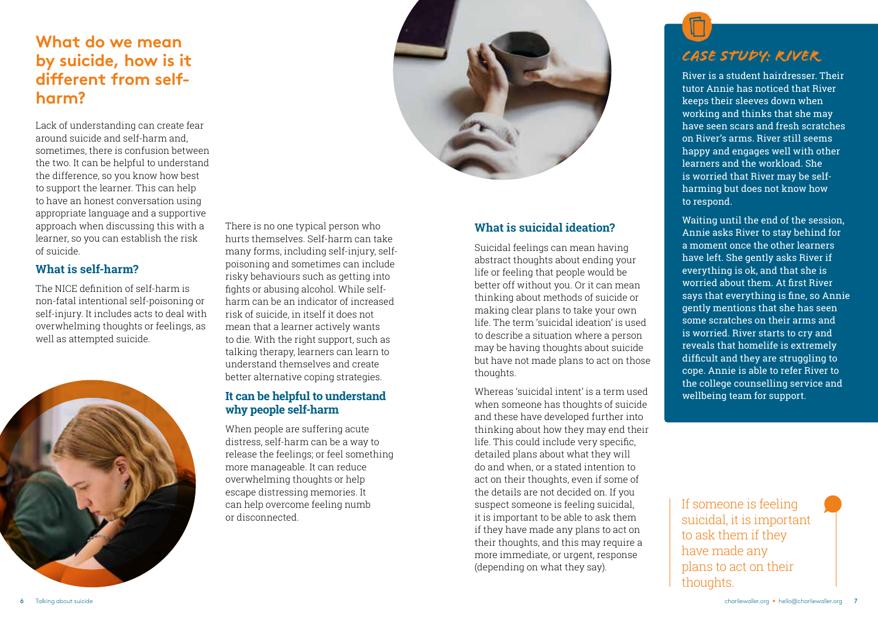## What do we mean by suicide, how is it different from self-harm?

Lack of understanding can create fear around suicide and self-harm and, sometimes, there is confusion between the two. It can be helpful to understand the difference, so you know how best to support the learner. This can help to have an honest conversation using appropriate language and a supportive approach when discussing this with a learner, so you can establish the risk of suicide.

### What is self-harm?

The NICE definition of self-harm is non-fatal intentional self-poisoning or self-injury. It includes acts to deal with overwhelming thoughts or feelings, as well as attempted suicide.

There is no one typical person who hurts themselves. Self-harm can take many forms, including self-injury, self-poisoning and sometimes can include risky behaviours such as getting into fights or abusing alcohol. While self-harm can be an indicator of increased risk of suicide, in itself it does not mean that a learner actively wants to die. With the right support, such as talking therapy, learners can learn to understand themselves and create better alternative coping strategies.

### It can be helpful to understand why people self-harm

When people are suffering acute distress, self-harm can be a way to release the feelings; or feel something more manageable. It can reduce overwhelming thoughts or help escape distressing memories. It can help overcome feeling numb or disconnected.

### What is suicidal ideation?

Suicidal feelings can mean having abstract thoughts about ending your life or feeling that people would be better off without you. Or it can mean thinking about methods of suicide or making clear plans to take your own life. The term 'suicidal ideation' is used to describe a situation where a person may be having thoughts about suicide but have not made plans to act on those thoughts.

Whereas 'suicidal intent' is a term used when someone has thoughts of suicide and these have developed further into thinking about how they may end their life. This could include very specific, detailed plans about what they will do and when, or a stated intention to act on their thoughts, even if some of the details are not decided on. If you suspect someone is feeling suicidal, it is important to be able to ask them if they have made any plans to act on their thoughts, and this may require a more immediate, or urgent, response (depending on what they say).

### CASE STUDY: RIVER

River is a student hairdresser. Their tutor Annie has noticed that River keeps their sleeves down when working and thinks that she may have seen scars and fresh scratches on River's arms. River still seems happy and engages well with other learners and the workload. She is worried that River may be self-harming but does not know how to respond.

Waiting until the end of the session, Annie asks River to stay behind for a moment once the other learners have left. She gently asks River if everything is ok, and that she is worried about them. At first River says that everything is fine, so Annie gently mentions that she has seen some scratches on their arms and is worried. River starts to cry and reveals that homelife is extremely difficult and they are struggling to cope. Annie is able to refer River to the college counselling service and wellbeing team for support.

> If someone is feeling suicidal, it is important to ask them if they have made any plans to act on their thoughts.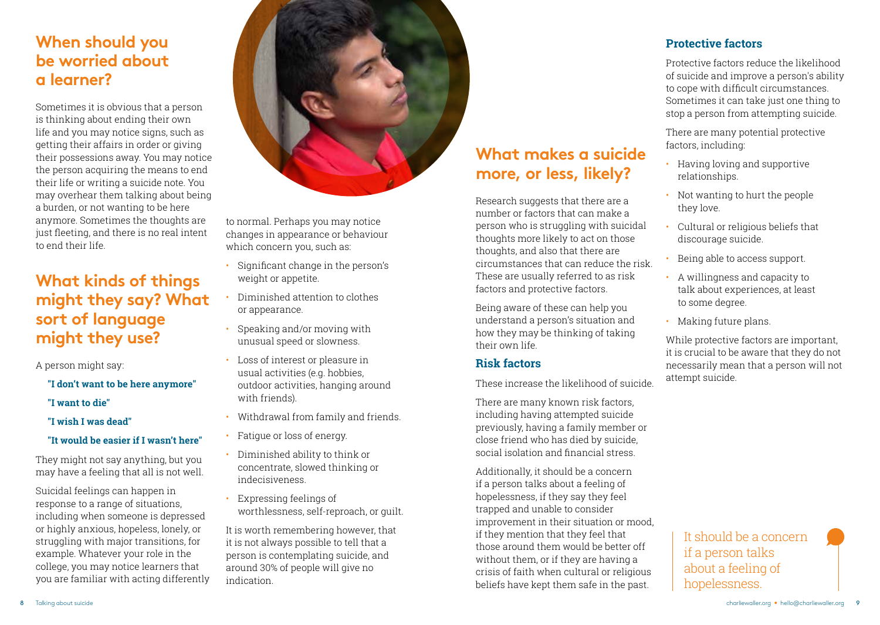## When should you be worried about a learner?

Sometimes it is obvious that a person is thinking about ending their own life and you may notice signs, such as getting their affairs in order or giving their possessions away. You may notice the person acquiring the means to end their life or writing a suicide note. You may overhear them talking about being a burden, or not wanting to be here anymore. Sometimes the thoughts are just fleeting, and there is no real intent to end their life.

## What kinds of things might they say? What sort of language might they use?

A person might say:

**"I don't want to be here anymore"**

**"I want to die"**

**"I wish I was dead"**

**"It would be easier if I wasn't here"**

They might not say anything, but you may have a feeling that all is not well.

Suicidal feelings can happen in response to a range of situations, including when someone is depressed or highly anxious, hopeless, lonely, or struggling with major transitions, for example. Whatever your role in the college, you may notice learners that you are familiar with acting differently to normal. Perhaps you may notice changes in appearance or behaviour which concern you, such as:

- Significant change in the person's weight or appetite.
- Diminished attention to clothes or appearance.
- Speaking and/or moving with unusual speed or slowness.
- Loss of interest or pleasure in usual activities (e.g. hobbies, outdoor activities, hanging around with friends).
- Withdrawal from family and friends.
- Fatigue or loss of energy.
- Diminished ability to think or concentrate, slowed thinking or indecisiveness.
- Expressing feelings of worthlessness, self-reproach, or guilt.

It is worth remembering however, that it is not always possible to tell that a person is contemplating suicide, and around 30% of people will give no indication.

## What makes a suicide more, or less, likely?

Research suggests that there are a number or factors that can make a person who is struggling with suicidal thoughts more likely to act on those thoughts, and also that there are circumstances that can reduce the risk. These are usually referred to as risk factors and protective factors.

Being aware of these can help you understand a person's situation and how they may be thinking of taking their own life.

### Risk factors

These increase the likelihood of suicide.

There are many known risk factors, including having attempted suicide previously, having a family member or close friend who has died by suicide, social isolation and financial stress.

Additionally, it should be a concern if a person talks about a feeling of hopelessness, if they say they feel trapped and unable to consider improvement in their situation or mood, if they mention that they feel that those around them would be better off without them, or if they are having a crisis of faith when cultural or religious beliefs have kept them safe in the past.

### Protective factors

Protective factors reduce the likelihood of suicide and improve a person's ability to cope with difficult circumstances. Sometimes it can take just one thing to stop a person from attempting suicide.

There are many potential protective factors, including:

- Having loving and supportive relationships.
- Not wanting to hurt the people they love.
- Cultural or religious beliefs that discourage suicide.
- Being able to access support.
- A willingness and capacity to talk about experiences, at least to some degree.
- Making future plans.

While protective factors are important, it is crucial to be aware that they do not necessarily mean that a person will not attempt suicide.

It should be a concern if a person talks about a feeling of hopelessness.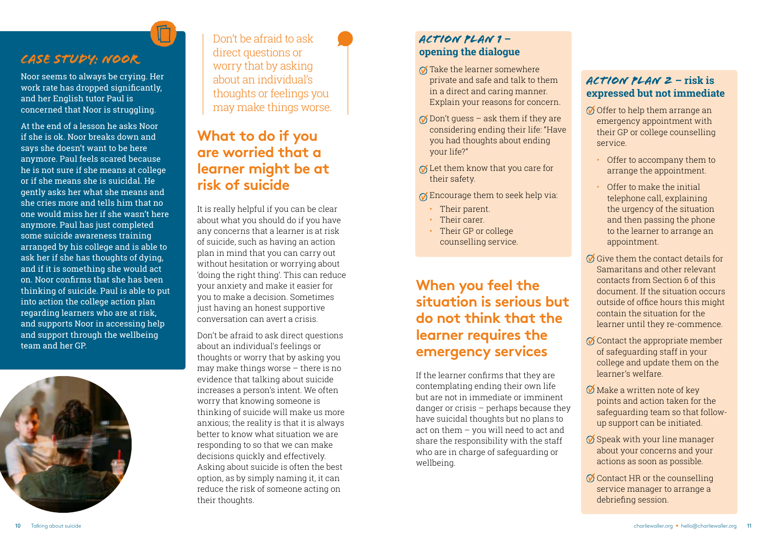## Case study: Noor

Noor seems to always be crying. Her work rate has dropped significantly, and her English tutor Paul is concerned that Noor is struggling.

At the end of a lesson he asks Noor if she is ok. Noor breaks down and says she doesn't want to be here anymore. Paul feels scared because he is not sure if she means at college or if she means she is suicidal. He gently asks her what she means and she cries more and tells him that no one would miss her if she wasn't here anymore. Paul has just completed some suicide awareness training arranged by his college and is able to ask her if she has thoughts of dying, and if it is something she would act on. Noor confirms that she has been thinking of suicide. Paul is able to put into action the college action plan regarding learners who are at risk, and supports Noor in accessing help and support through the wellbeing team and her GP.

> Don't be afraid to ask direct questions or worry that by asking about an individual's thoughts or feelings you may make things worse.

## What to do if you are worried that a learner might be at risk of suicide

It is really helpful if you can be clear about what you should do if you have any concerns that a learner is at risk of suicide, such as having an action plan in mind that you can carry out without hesitation or worrying about 'doing the right thing'. This can reduce your anxiety and make it easier for you to make a decision. Sometimes just having an honest supportive conversation can avert a crisis.

Don't be afraid to ask direct questions about an individual's feelings or thoughts or worry that by asking you may make things worse – there is no evidence that talking about suicide increases a person's intent. We often worry that knowing someone is thinking of suicide will make us more anxious; the reality is that it is always better to know what situation we are responding to so that we can make decisions quickly and effectively. Asking about suicide is often the best option, as by simply naming it, it can reduce the risk of someone acting on their thoughts.

### Action plan 1 – opening the dialogue

- Take the learner somewhere private and safe and talk to them in a direct and caring manner. Explain your reasons for concern.
- Don't guess – ask them if they are considering ending their life: "Have you had thoughts about ending your life?"
- Let them know that you care for their safety.
- Encourage them to seek help via:
  - Their parent.
  - Their carer.
  - Their GP or college counselling service.

## When you feel the situation is serious but do not think that the learner requires the emergency services

If the learner confirms that they are contemplating ending their own life but are not in immediate or imminent danger or crisis – perhaps because they have suicidal thoughts but no plans to act on them – you will need to act and share the responsibility with the staff who are in charge of safeguarding or wellbeing.

### Action plan 2 – risk is expressed but not immediate

- Offer to help them arrange an emergency appointment with their GP or college counselling service.
  - Offer to accompany them to arrange the appointment.
  - Offer to make the initial telephone call, explaining the urgency of the situation and then passing the phone to the learner to arrange an appointment.
- Give them the contact details for Samaritans and other relevant contacts from Section 6 of this document. If the situation occurs outside of office hours this might contain the situation for the learner until they re-commence.
- Contact the appropriate member of safeguarding staff in your college and update them on the learner's welfare.
- Make a written note of key points and action taken for the safeguarding team so that follow-up support can be initiated.
- Speak with your line manager about your concerns and your actions as soon as possible.
- Contact HR or the counselling service manager to arrange a debriefing session.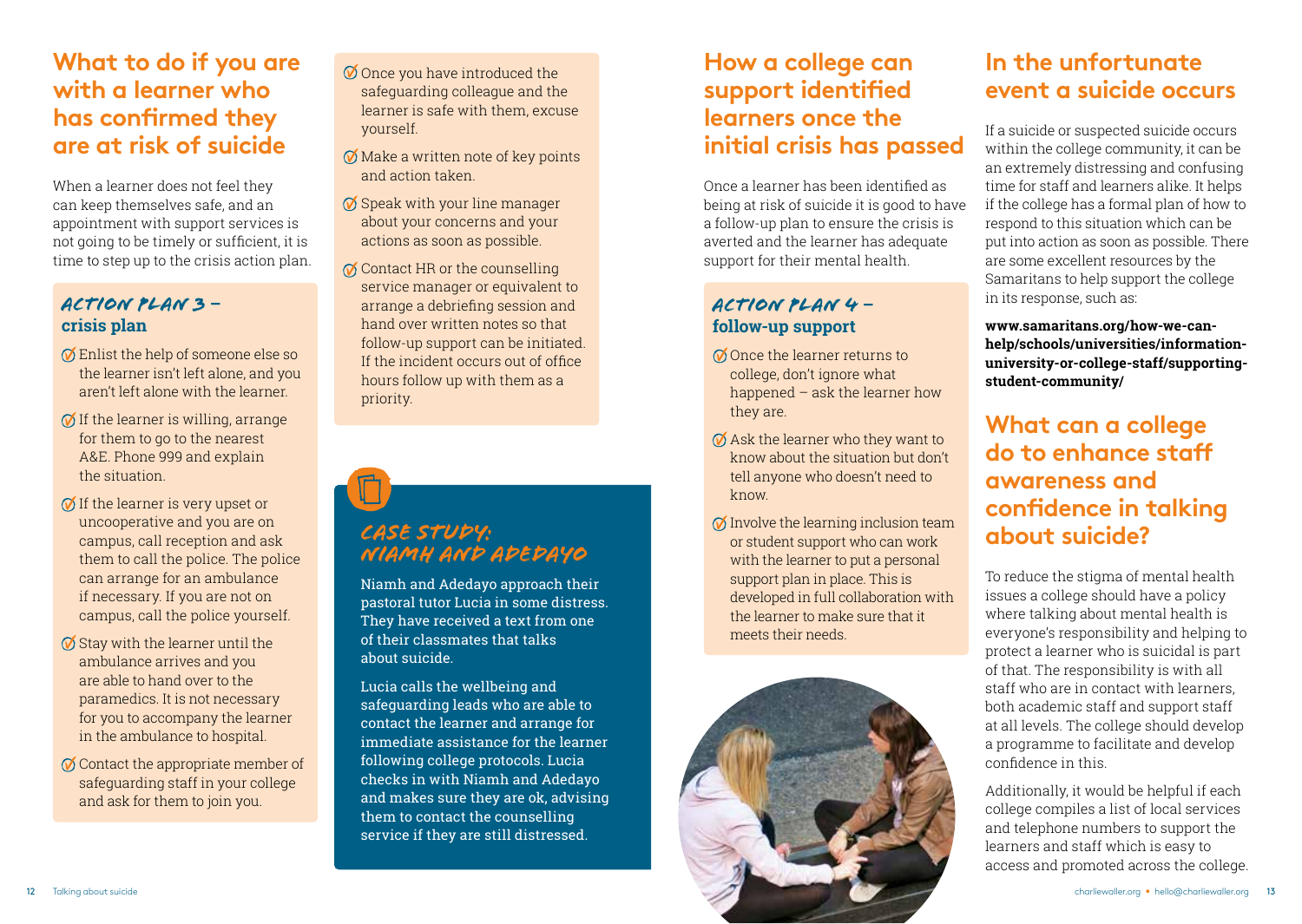## What to do if you are with a learner who has confirmed they are at risk of suicide

When a learner does not feel they can keep themselves safe, and an appointment with support services is not going to be timely or sufficient, it is time to step up to the crisis action plan.

### ACTION PLAN 3 – crisis plan

- Enlist the help of someone else so the learner isn't left alone, and you aren't left alone with the learner.
- If the learner is willing, arrange for them to go to the nearest A&E. Phone 999 and explain the situation.
- If the learner is very upset or uncooperative and you are on campus, call reception and ask them to call the police. The police can arrange for an ambulance if necessary. If you are not on campus, call the police yourself.
- Stay with the learner until the ambulance arrives and you are able to hand over to the paramedics. It is not necessary for you to accompany the learner in the ambulance to hospital.
- Contact the appropriate member of safeguarding staff in your college and ask for them to join you.
- Once you have introduced the safeguarding colleague and the learner is safe with them, excuse yourself.
- Make a written note of key points and action taken.
- Speak with your line manager about your concerns and your actions as soon as possible.
- Contact HR or the counselling service manager or equivalent to arrange a debriefing session and hand over written notes so that follow-up support can be initiated. If the incident occurs out of office hours follow up with them as a priority.

### CASE STUDY: NIAMH AND ADEDAYO

Niamh and Adedayo approach their pastoral tutor Lucia in some distress. They have received a text from one of their classmates that talks about suicide.

Lucia calls the wellbeing and safeguarding leads who are able to contact the learner and arrange for immediate assistance for the learner following college protocols. Lucia checks in with Niamh and Adedayo and makes sure they are ok, advising them to contact the counselling service if they are still distressed.

## How a college can support identified learners once the initial crisis has passed

Once a learner has been identified as being at risk of suicide it is good to have a follow-up plan to ensure the crisis is averted and the learner has adequate support for their mental health.

### ACTION PLAN 4 – follow-up support

- Once the learner returns to college, don't ignore what happened – ask the learner how they are.
- Ask the learner who they want to know about the situation but don't tell anyone who doesn't need to know.
- Involve the learning inclusion team or student support who can work with the learner to put a personal support plan in place. This is developed in full collaboration with the learner to make sure that it meets their needs.

## In the unfortunate event a suicide occurs

If a suicide or suspected suicide occurs within the college community, it can be an extremely distressing and confusing time for staff and learners alike. It helps if the college has a formal plan of how to respond to this situation which can be put into action as soon as possible. There are some excellent resources by the Samaritans to help support the college in its response, such as:

**www.samaritans.org/how-we-can-help/schools/universities/information-university-or-college-staff/supporting-student-community/**

## What can a college do to enhance staff awareness and confidence in talking about suicide?

To reduce the stigma of mental health issues a college should have a policy where talking about mental health is everyone's responsibility and helping to protect a learner who is suicidal is part of that. The responsibility is with all staff who are in contact with learners, both academic staff and support staff at all levels. The college should develop a programme to facilitate and develop confidence in this.

Additionally, it would be helpful if each college compiles a list of local services and telephone numbers to support the learners and staff which is easy to access and promoted across the college.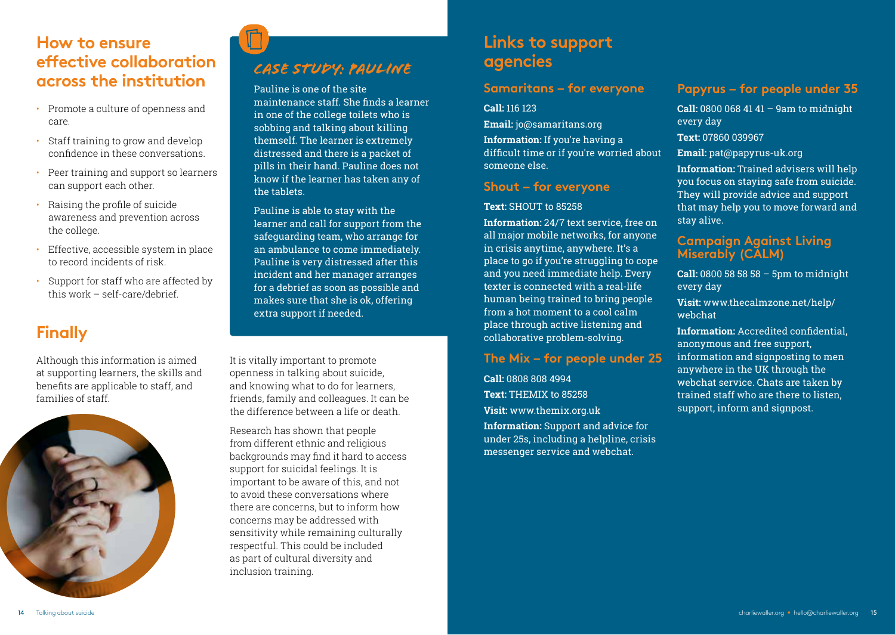## How to ensure effective collaboration across the institution

- Promote a culture of openness and care.
- Staff training to grow and develop confidence in these conversations.
- Peer training and support so learners can support each other.
- Raising the profile of suicide awareness and prevention across the college.
- Effective, accessible system in place to record incidents of risk.
- Support for staff who are affected by this work – self-care/debrief.

### CASE STUDY: PAULINE

Pauline is one of the site maintenance staff. She finds a learner in one of the college toilets who is sobbing and talking about killing themself. The learner is extremely distressed and there is a packet of pills in their hand. Pauline does not know if the learner has taken any of the tablets.

Pauline is able to stay with the learner and call for support from the safeguarding team, who arrange for an ambulance to come immediately. Pauline is very distressed after this incident and her manager arranges for a debrief as soon as possible and makes sure that she is ok, offering extra support if needed.

## Finally

Although this information is aimed at supporting learners, the skills and benefits are applicable to staff, and families of staff.

It is vitally important to promote openness in talking about suicide, and knowing what to do for learners, friends, family and colleagues. It can be the difference between a life or death.

Research has shown that people from different ethnic and religious backgrounds may find it hard to access support for suicidal feelings. It is important to be aware of this, and not to avoid these conversations where there are concerns, but to inform how concerns may be addressed with sensitivity while remaining culturally respectful. This could be included as part of cultural diversity and inclusion training.

## Links to support agencies

### Samaritans – for everyone

**Call:** 116 123

**Email:** jo@samaritans.org

**Information:** If you're having a difficult time or if you're worried about someone else.

### Shout – for everyone

**Text:** SHOUT to 85258

**Information:** 24/7 text service, free on all major mobile networks, for anyone in crisis anytime, anywhere. It's a place to go if you're struggling to cope and you need immediate help. Every texter is connected with a real-life human being trained to bring people from a hot moment to a cool calm place through active listening and collaborative problem-solving.

### The Mix – for people under 25

**Call:** 0808 808 4994

**Text:** THEMIX to 85258

**Visit:** www.themix.org.uk

**Information:** Support and advice for under 25s, including a helpline, crisis messenger service and webchat.

### Papyrus – for people under 35

**Call:** 0800 068 41 41 – 9am to midnight every day

**Text:** 07860 039967

**Email:** pat@papyrus-uk.org

**Information:** Trained advisers will help you focus on staying safe from suicide. They will provide advice and support that may help you to move forward and stay alive.

### Campaign Against Living Miserably (CALM)

**Call:** 0800 58 58 58 – 5pm to midnight every day

**Visit:** www.thecalmzone.net/help/webchat

**Information:** Accredited confidential, anonymous and free support, information and signposting to men anywhere in the UK through the webchat service. Chats are taken by trained staff who are there to listen, support, inform and signpost.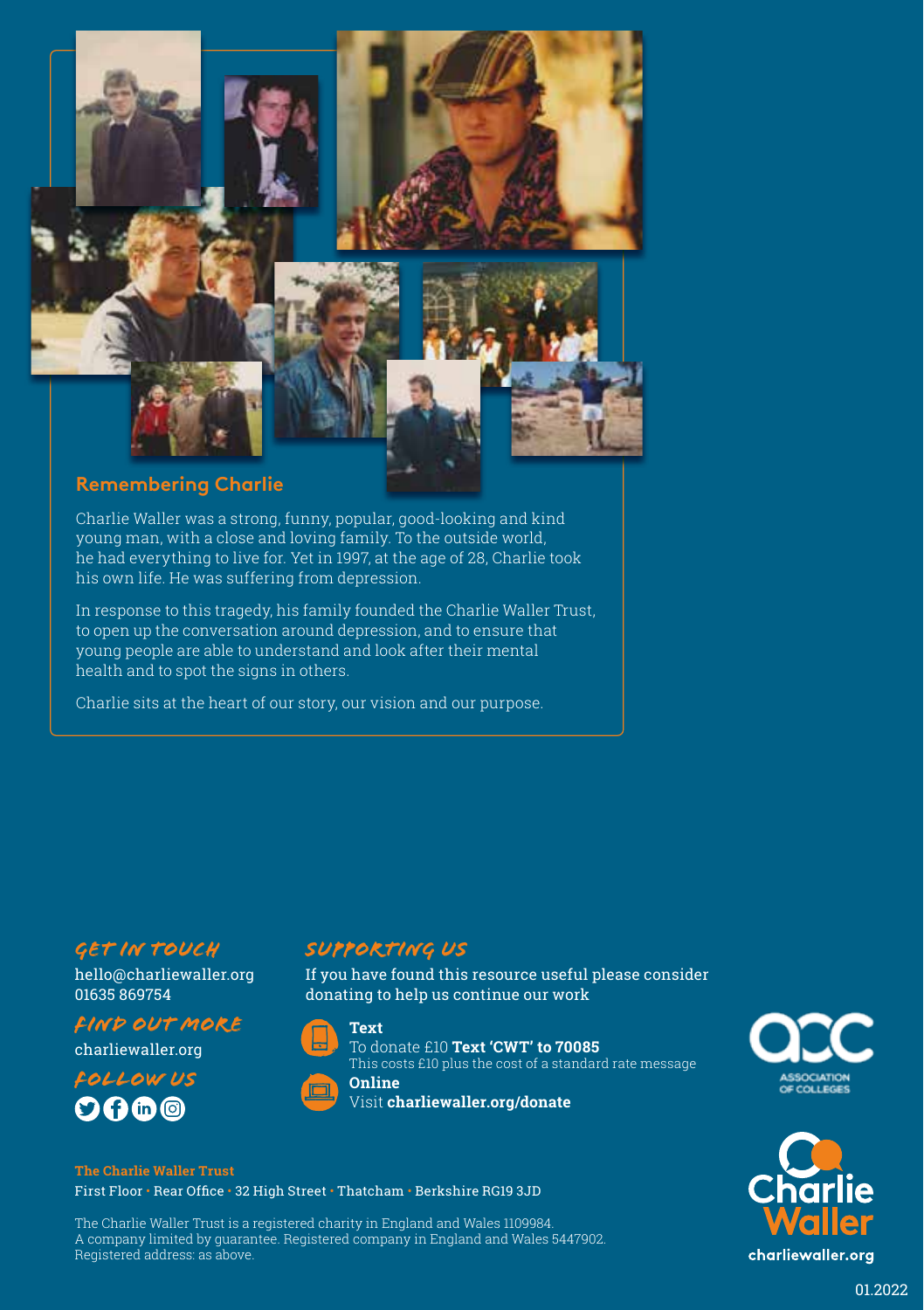## Remembering Charlie

Charlie Waller was a strong, funny, popular, good-looking and kind young man, with a close and loving family. To the outside world, he had everything to live for. Yet in 1997, at the age of 28, Charlie took his own life. He was suffering from depression.

In response to this tragedy, his family founded the Charlie Waller Trust, to open up the conversation around depression, and to ensure that young people are able to understand and look after their mental health and to spot the signs in others.

Charlie sits at the heart of our story, our vision and our purpose.

### GET IN TOUCH

hello@charliewaller.org
01635 869754

### FIND OUT MORE

charliewaller.org

### FOLLOW US

### SUPPORTING US

If you have found this resource useful please consider donating to help us continue our work

**Text**
To donate £10 **Text 'CWT' to 70085**
This costs £10 plus the cost of a standard rate message

**Online**
Visit **charliewaller.org/donate**

ASSOCIATION OF COLLEGES

Charlie Waller
charliewaller.org

**The Charlie Waller Trust**
First Floor • Rear Office • 32 High Street • Thatcham • Berkshire RG19 3JD

The Charlie Waller Trust is a registered charity in England and Wales 1109984.
A company limited by guarantee. Registered company in England and Wales 5447902.
Registered address: as above.

01.2022